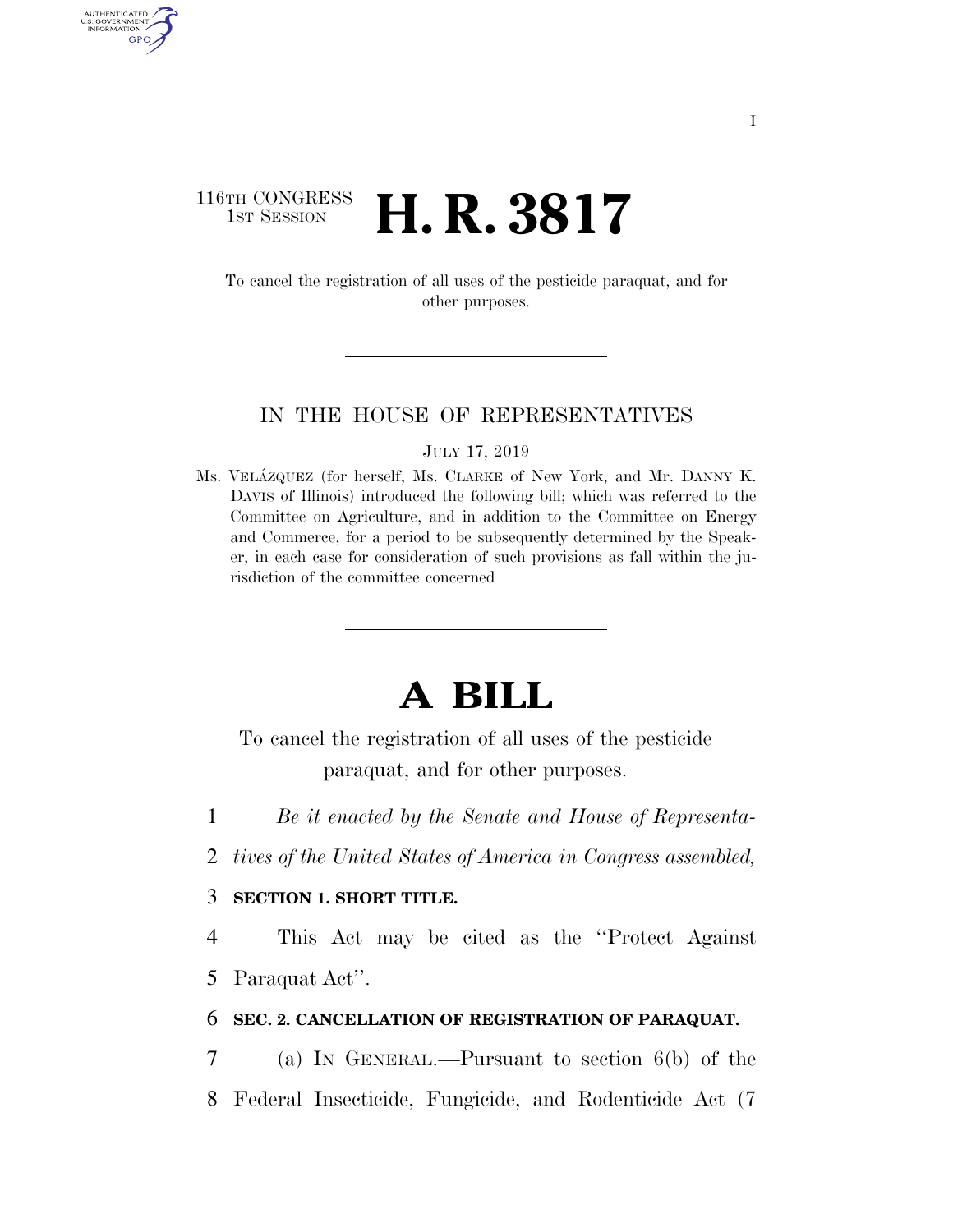I

116TH CONGRESS
1ST SESSION

# H. R. 3817

To cancel the registration of all uses of the pesticide paraquat, and for other purposes.

IN THE HOUSE OF REPRESENTATIVES

JULY 17, 2019

Ms. VELÁZQUEZ (for herself, Ms. CLARKE of New York, and Mr. DANNY K. DAVIS of Illinois) introduced the following bill; which was referred to the Committee on Agriculture, and in addition to the Committee on Energy and Commerce, for a period to be subsequently determined by the Speaker, in each case for consideration of such provisions as fall within the jurisdiction of the committee concerned

# A BILL

To cancel the registration of all uses of the pesticide paraquat, and for other purposes.

1 *Be it enacted by the Senate and House of Representa-*
2 *tives of the United States of America in Congress assembled,*

3 **SECTION 1. SHORT TITLE.**

4 This Act may be cited as the "Protect Against
5 Paraquat Act".

6 **SEC. 2. CANCELLATION OF REGISTRATION OF PARAQUAT.**

7 (a) IN GENERAL.—Pursuant to section 6(b) of the
8 Federal Insecticide, Fungicide, and Rodenticide Act (7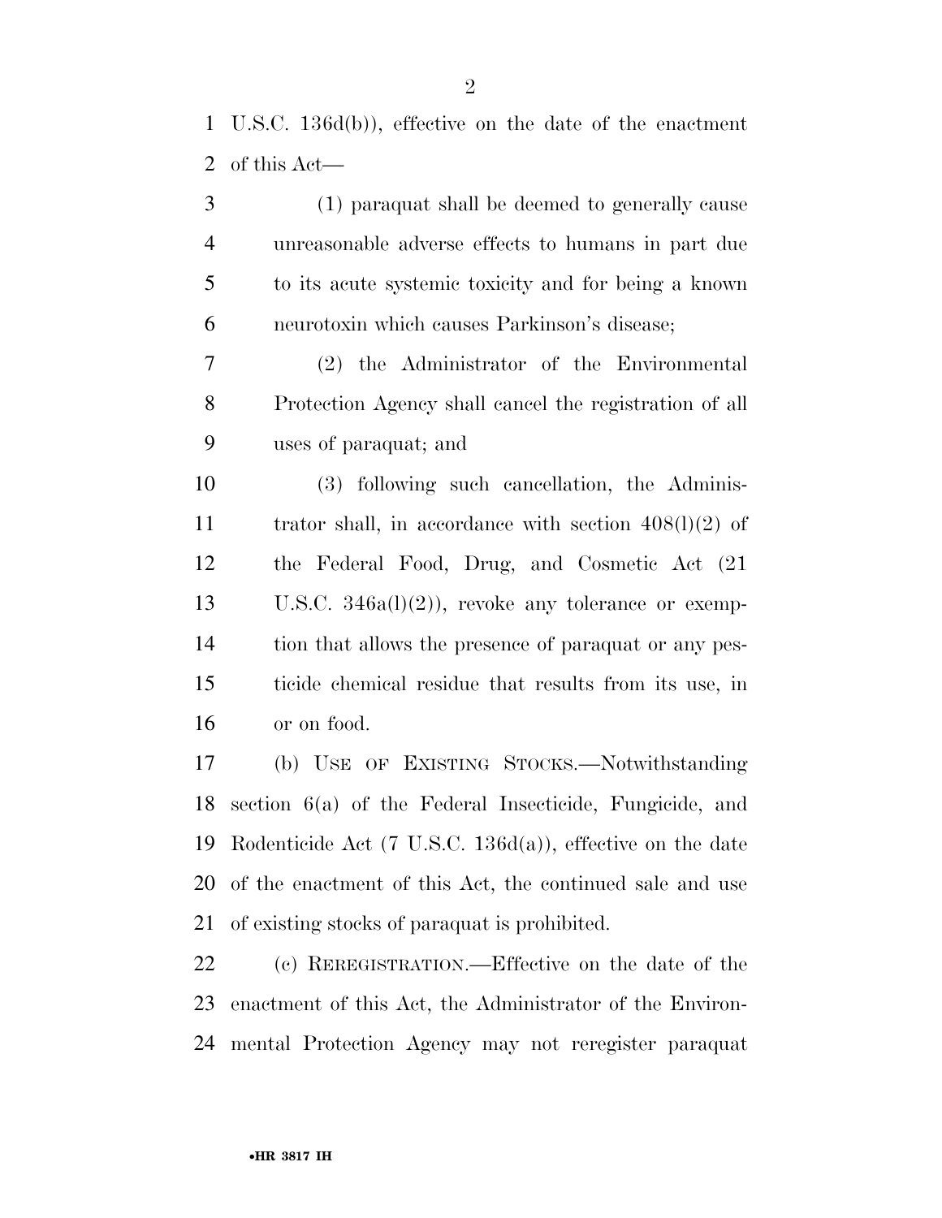U.S.C. 136d(b)), effective on the date of the enactment of this Act—

(1) paraquat shall be deemed to generally cause unreasonable adverse effects to humans in part due to its acute systemic toxicity and for being a known neurotoxin which causes Parkinson's disease;

(2) the Administrator of the Environmental Protection Agency shall cancel the registration of all uses of paraquat; and

(3) following such cancellation, the Administrator shall, in accordance with section 408(l)(2) of the Federal Food, Drug, and Cosmetic Act (21 U.S.C. 346a(l)(2)), revoke any tolerance or exemption that allows the presence of paraquat or any pesticide chemical residue that results from its use, in or on food.

(b) USE OF EXISTING STOCKS.—Notwithstanding section 6(a) of the Federal Insecticide, Fungicide, and Rodenticide Act (7 U.S.C. 136d(a)), effective on the date of the enactment of this Act, the continued sale and use of existing stocks of paraquat is prohibited.

(c) REREGISTRATION.—Effective on the date of the enactment of this Act, the Administrator of the Environmental Protection Agency may not reregister paraquat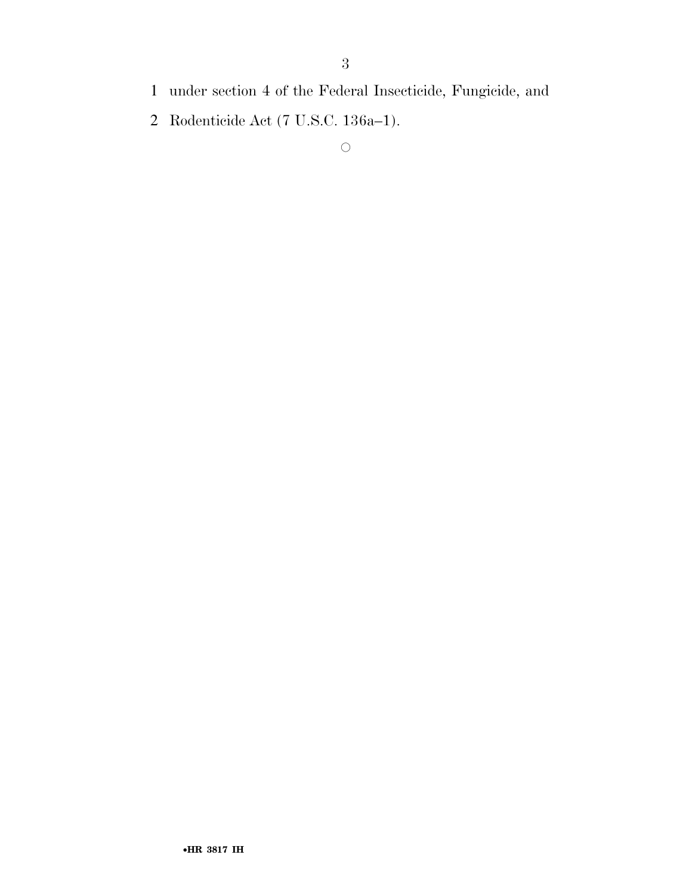under section 4 of the Federal Insecticide, Fungicide, and Rodenticide Act (7 U.S.C. 136a–1).

○